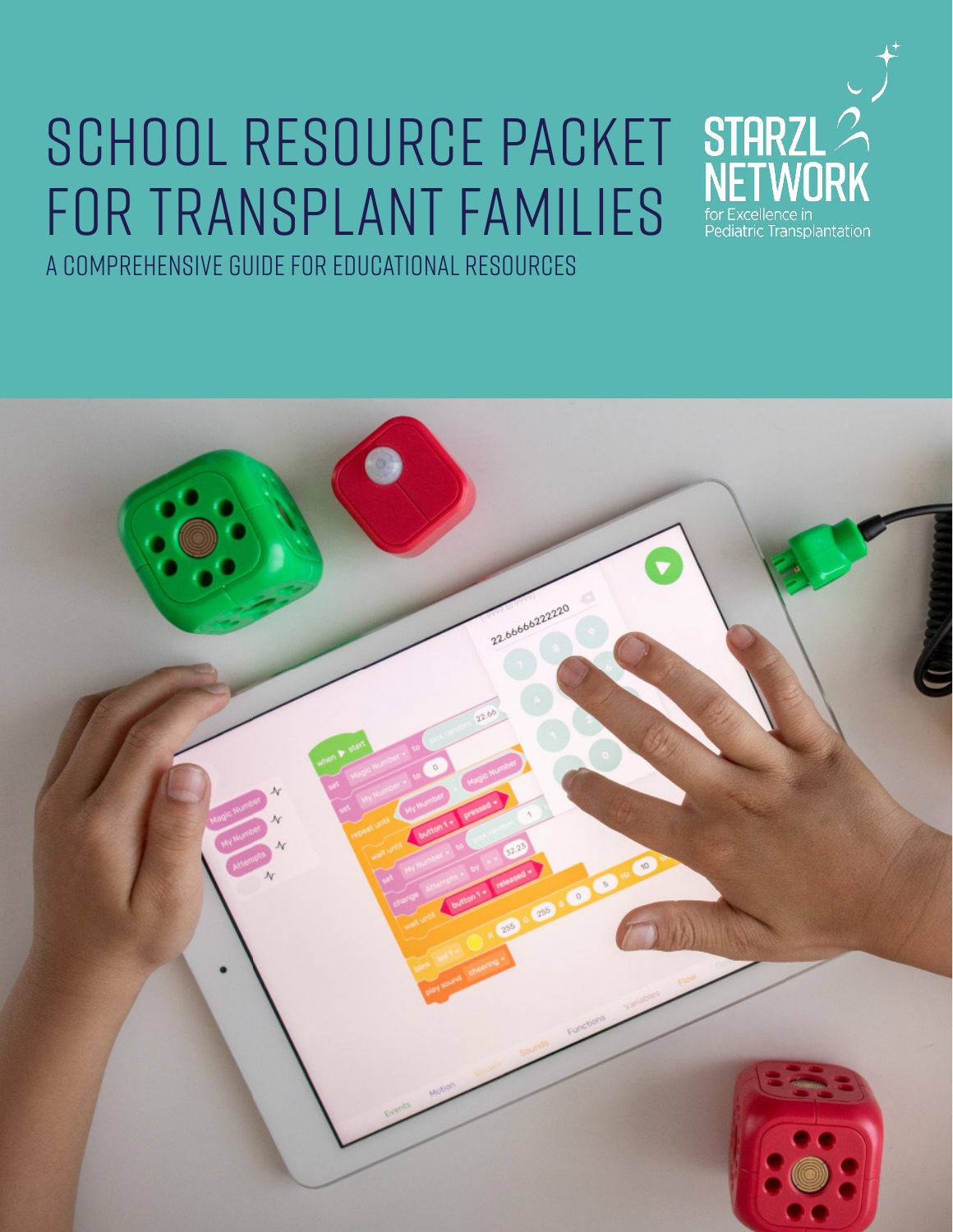# SCHOOL RESOURCE PACKET FOR TRANSPLANT FAMILIES

## A COMPREHENSIVE GUIDE FOR EDUCATIONAL RESOURCES

STARZL NETWORK for Excellence in Pediatric Transplantation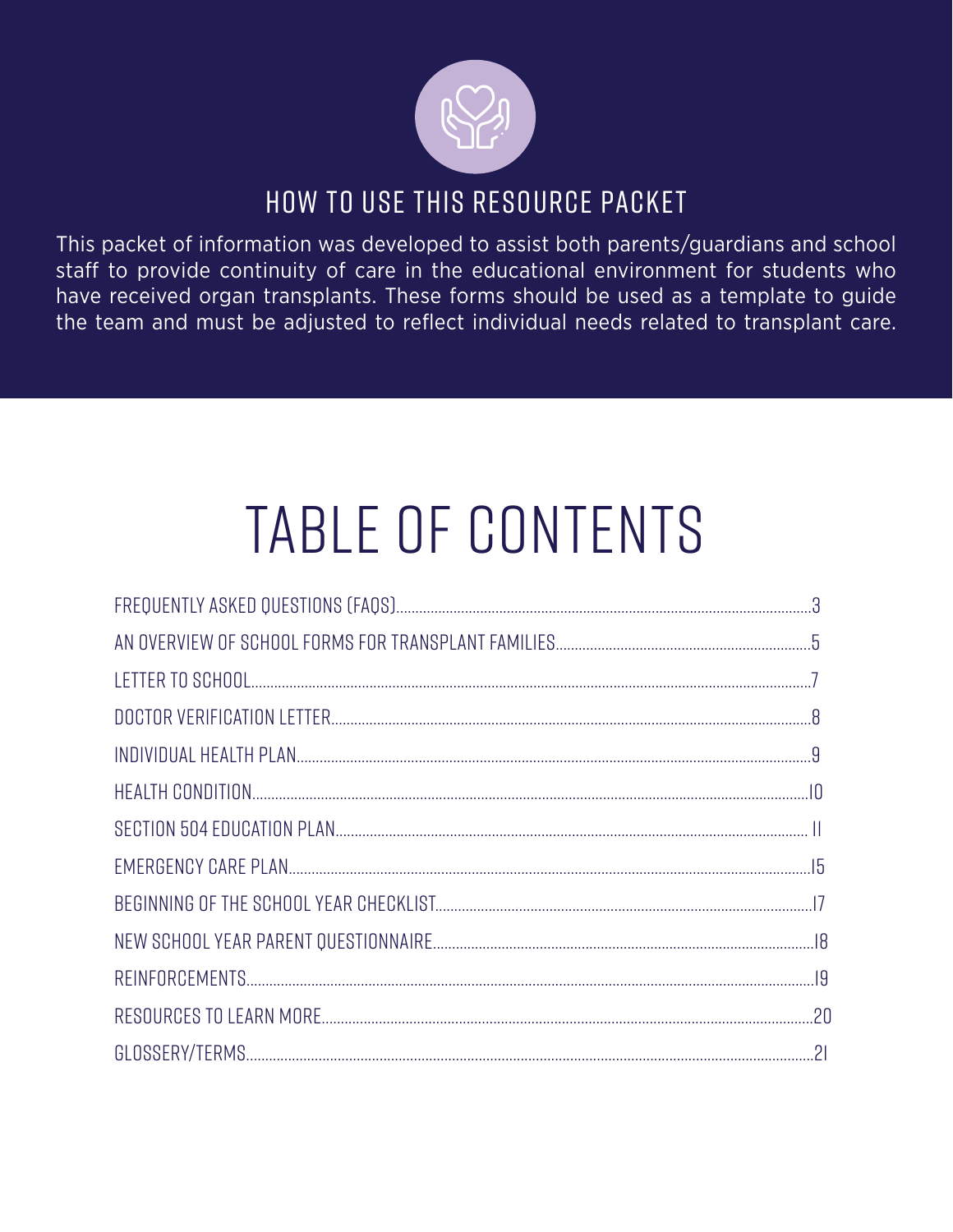## HOW TO USE THIS RESOURCE PACKET

This packet of information was developed to assist both parents/guardians and school staff to provide continuity of care in the educational environment for students who have received organ transplants. These forms should be used as a template to guide the team and must be adjusted to reflect individual needs related to transplant care.

# TABLE OF CONTENTS

| | |
|---|---|
| FREQUENTLY ASKED QUESTIONS (FAQS) | 3 |
| AN OVERVIEW OF SCHOOL FORMS FOR TRANSPLANT FAMILIES | 5 |
| LETTER TO SCHOOL | 7 |
| DOCTOR VERIFICATION LETTER | 8 |
| INDIVIDUAL HEALTH PLAN | 9 |
| HEALTH CONDITION | 10 |
| SECTION 504 EDUCATION PLAN | 11 |
| EMERGENCY CARE PLAN | 15 |
| BEGINNING OF THE SCHOOL YEAR CHECKLIST | 17 |
| NEW SCHOOL YEAR PARENT QUESTIONNAIRE | 18 |
| REINFORCEMENTS | 19 |
| RESOURCES TO LEARN MORE | 20 |
| GLOSSERY/TERMS | 21 |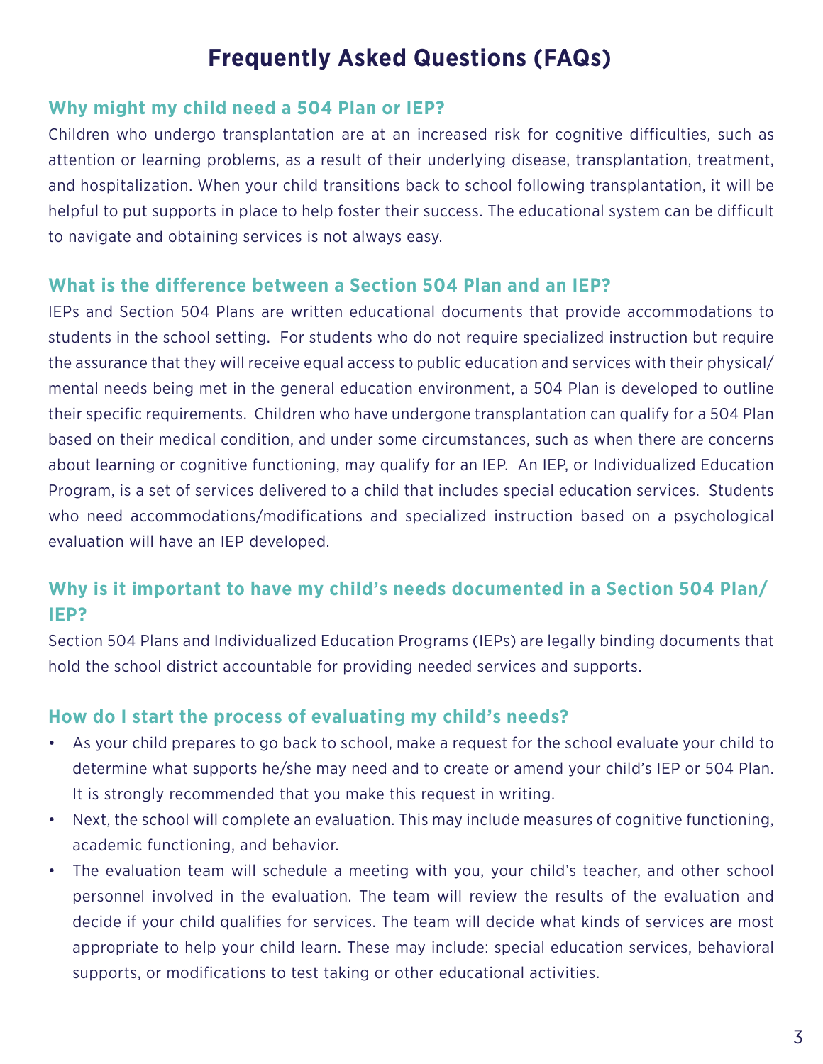# Frequently Asked Questions (FAQs)

## Why might my child need a 504 Plan or IEP?

Children who undergo transplantation are at an increased risk for cognitive difficulties, such as attention or learning problems, as a result of their underlying disease, transplantation, treatment, and hospitalization. When your child transitions back to school following transplantation, it will be helpful to put supports in place to help foster their success. The educational system can be difficult to navigate and obtaining services is not always easy.

## What is the difference between a Section 504 Plan and an IEP?

IEPs and Section 504 Plans are written educational documents that provide accommodations to students in the school setting. For students who do not require specialized instruction but require the assurance that they will receive equal access to public education and services with their physical/mental needs being met in the general education environment, a 504 Plan is developed to outline their specific requirements. Children who have undergone transplantation can qualify for a 504 Plan based on their medical condition, and under some circumstances, such as when there are concerns about learning or cognitive functioning, may qualify for an IEP. An IEP, or Individualized Education Program, is a set of services delivered to a child that includes special education services. Students who need accommodations/modifications and specialized instruction based on a psychological evaluation will have an IEP developed.

## Why is it important to have my child's needs documented in a Section 504 Plan/IEP?

Section 504 Plans and Individualized Education Programs (IEPs) are legally binding documents that hold the school district accountable for providing needed services and supports.

## How do I start the process of evaluating my child's needs?

- As your child prepares to go back to school, make a request for the school evaluate your child to determine what supports he/she may need and to create or amend your child's IEP or 504 Plan. It is strongly recommended that you make this request in writing.
- Next, the school will complete an evaluation. This may include measures of cognitive functioning, academic functioning, and behavior.
- The evaluation team will schedule a meeting with you, your child's teacher, and other school personnel involved in the evaluation. The team will review the results of the evaluation and decide if your child qualifies for services. The team will decide what kinds of services are most appropriate to help your child learn. These may include: special education services, behavioral supports, or modifications to test taking or other educational activities.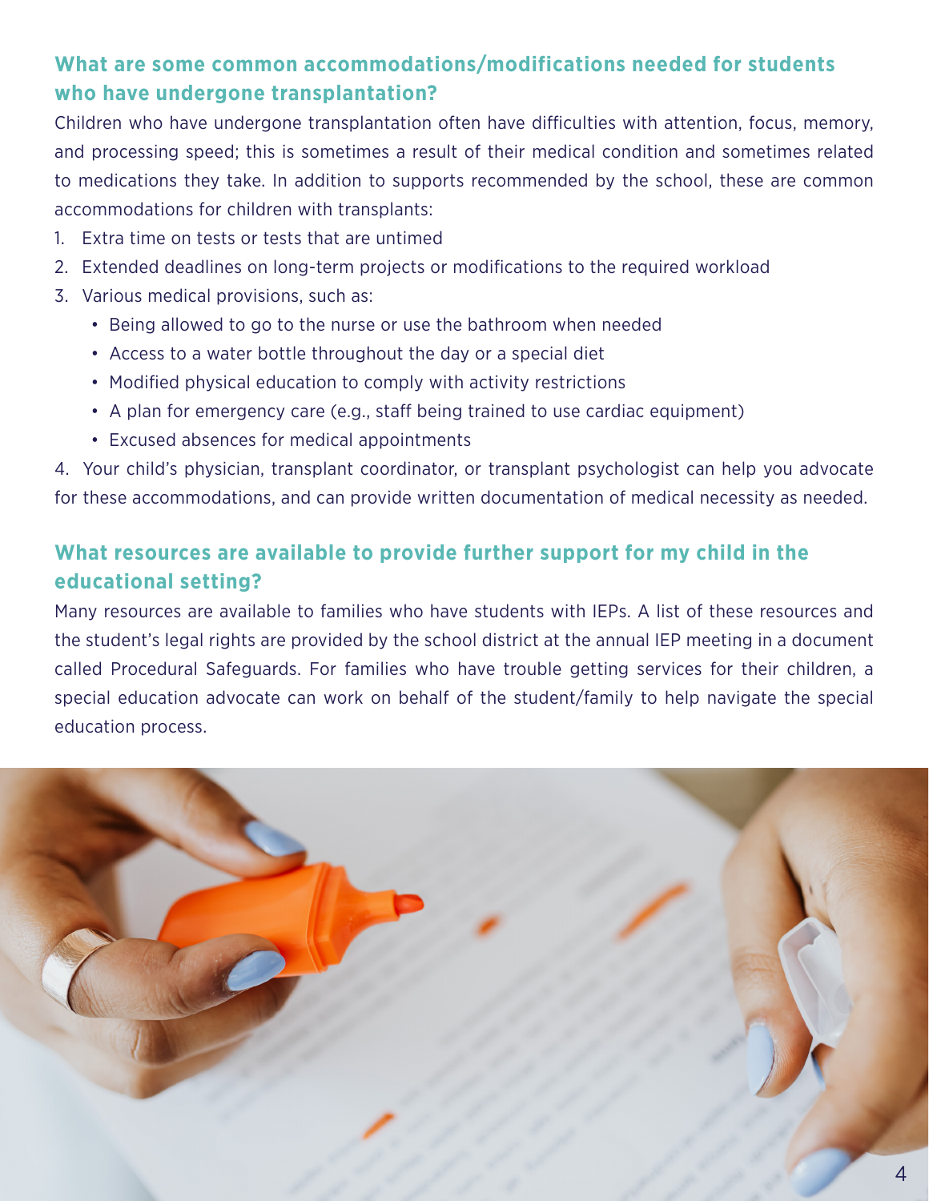### What are some common accommodations/modifications needed for students who have undergone transplantation?

Children who have undergone transplantation often have difficulties with attention, focus, memory, and processing speed; this is sometimes a result of their medical condition and sometimes related to medications they take. In addition to supports recommended by the school, these are common accommodations for children with transplants:

1. Extra time on tests or tests that are untimed
2. Extended deadlines on long-term projects or modifications to the required workload
3. Various medical provisions, such as:
   - Being allowed to go to the nurse or use the bathroom when needed
   - Access to a water bottle throughout the day or a special diet
   - Modified physical education to comply with activity restrictions
   - A plan for emergency care (e.g., staff being trained to use cardiac equipment)
   - Excused absences for medical appointments
4. Your child's physician, transplant coordinator, or transplant psychologist can help you advocate for these accommodations, and can provide written documentation of medical necessity as needed.

### What resources are available to provide further support for my child in the educational setting?

Many resources are available to families who have students with IEPs. A list of these resources and the student's legal rights are provided by the school district at the annual IEP meeting in a document called Procedural Safeguards. For families who have trouble getting services for their children, a special education advocate can work on behalf of the student/family to help navigate the special education process.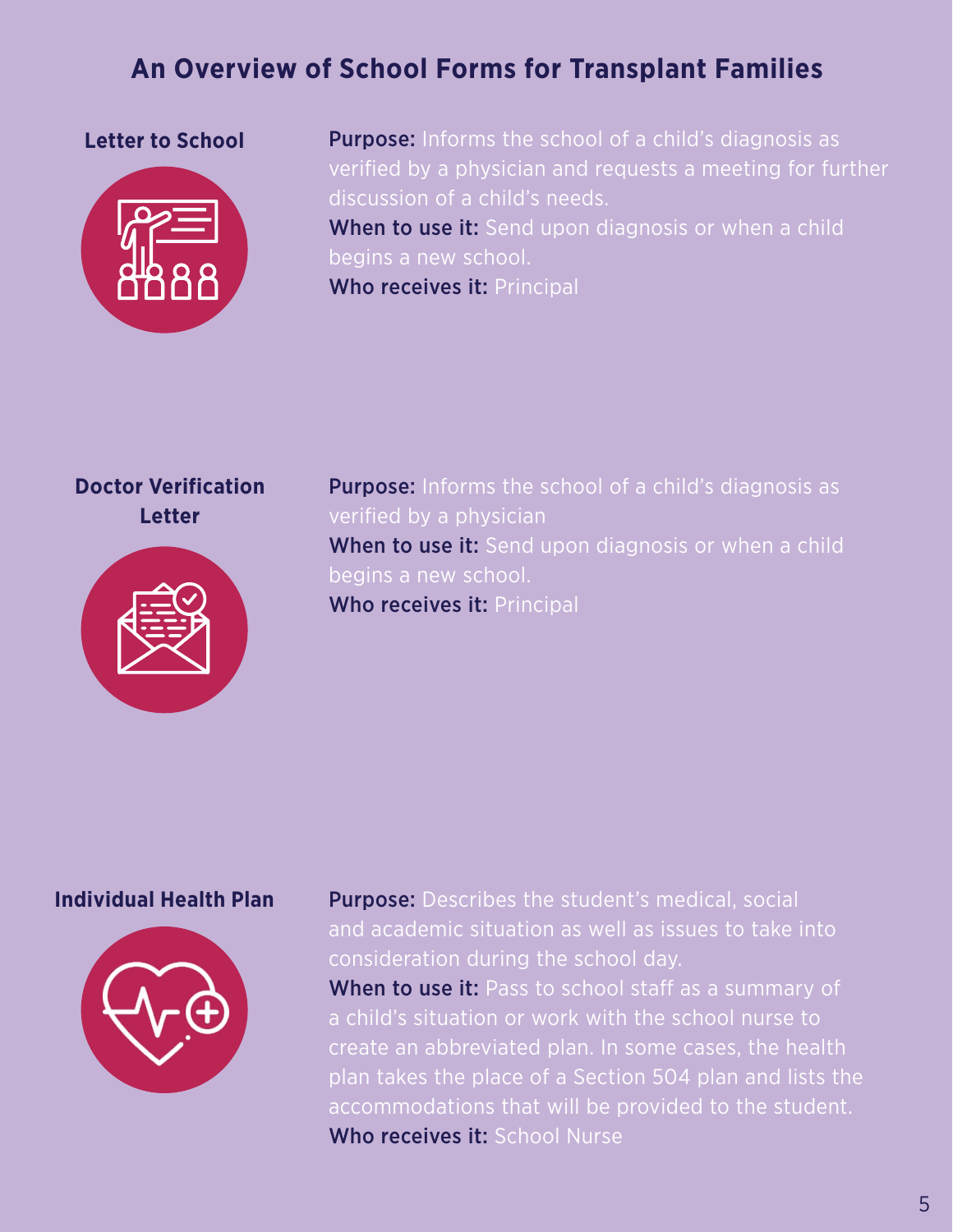# An Overview of School Forms for Transplant Families

### Letter to School

**Purpose:** Informs the school of a child's diagnosis as verified by a physician and requests a meeting for further discussion of a child's needs.

**When to use it:** Send upon diagnosis or when a child begins a new school.

**Who receives it:** Principal

### Doctor Verification Letter

**Purpose:** Informs the school of a child's diagnosis as verified by a physician

**When to use it:** Send upon diagnosis or when a child begins a new school.

**Who receives it:** Principal

### Individual Health Plan

**Purpose:** Describes the student's medical, social and academic situation as well as issues to take into consideration during the school day.

**When to use it:** Pass to school staff as a summary of a child's situation or work with the school nurse to create an abbreviated plan. In some cases, the health plan takes the place of a Section 504 plan and lists the accommodations that will be provided to the student.

**Who receives it:** School Nurse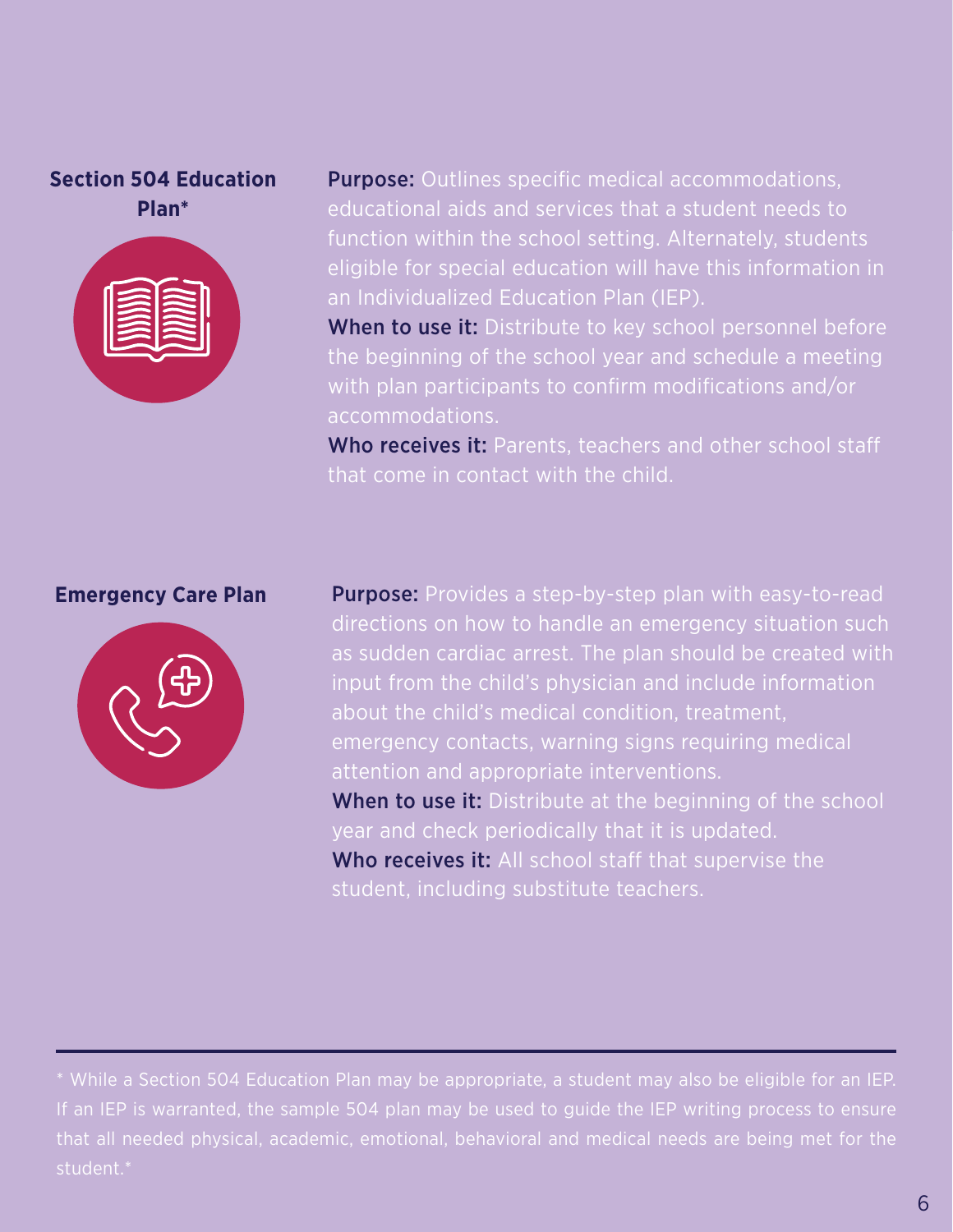## Section 504 Education Plan*

**Purpose:** Outlines specific medical accommodations, educational aids and services that a student needs to function within the school setting. Alternately, students eligible for special education will have this information in an Individualized Education Plan (IEP).

**When to use it:** Distribute to key school personnel before the beginning of the school year and schedule a meeting with plan participants to confirm modifications and/or accommodations.

**Who receives it:** Parents, teachers and other school staff that come in contact with the child.

## Emergency Care Plan

**Purpose:** Provides a step-by-step plan with easy-to-read directions on how to handle an emergency situation such as sudden cardiac arrest. The plan should be created with input from the child's physician and include information about the child's medical condition, treatment, emergency contacts, warning signs requiring medical attention and appropriate interventions.

**When to use it:** Distribute at the beginning of the school year and check periodically that it is updated.

**Who receives it:** All school staff that supervise the student, including substitute teachers.

---

* While a Section 504 Education Plan may be appropriate, a student may also be eligible for an IEP. If an IEP is warranted, the sample 504 plan may be used to guide the IEP writing process to ensure that all needed physical, academic, emotional, behavioral and medical needs are being met for the student.*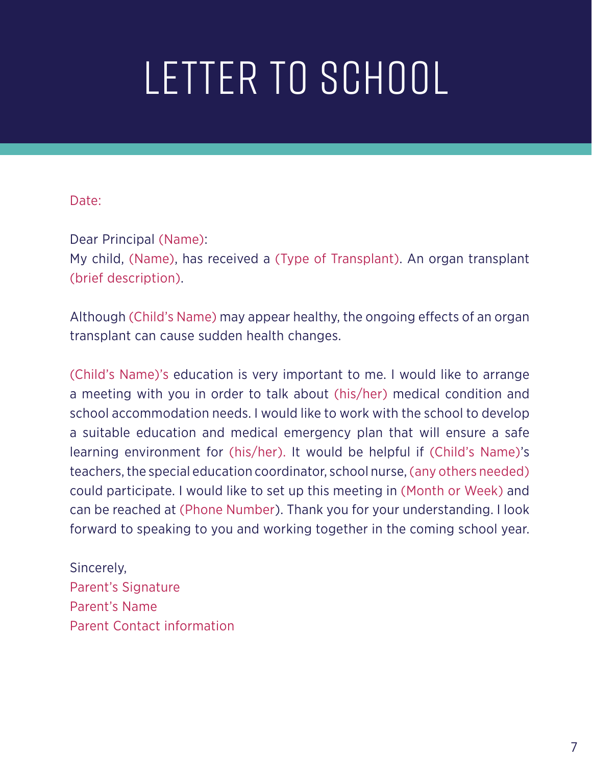# LETTER TO SCHOOL

Date:

Dear Principal (Name):
My child, (Name), has received a (Type of Transplant). An organ transplant (brief description).

Although (Child's Name) may appear healthy, the ongoing effects of an organ transplant can cause sudden health changes.

(Child's Name)'s education is very important to me. I would like to arrange a meeting with you in order to talk about (his/her) medical condition and school accommodation needs. I would like to work with the school to develop a suitable education and medical emergency plan that will ensure a safe learning environment for (his/her). It would be helpful if (Child's Name)'s teachers, the special education coordinator, school nurse, (any others needed) could participate. I would like to set up this meeting in (Month or Week) and can be reached at (Phone Number). Thank you for your understanding. I look forward to speaking to you and working together in the coming school year.

Sincerely,
Parent's Signature
Parent's Name
Parent Contact information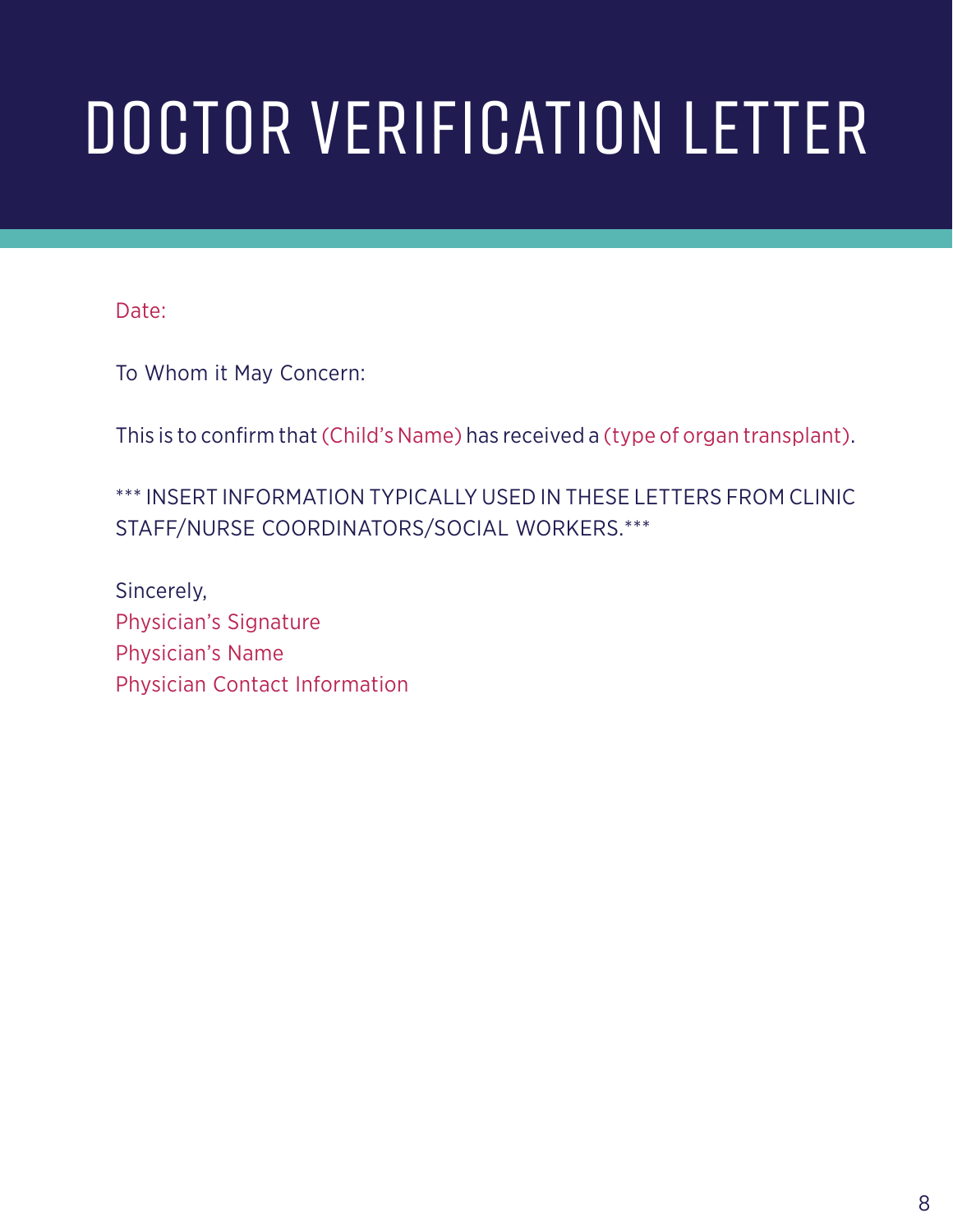# DOCTOR VERIFICATION LETTER

Date:

To Whom it May Concern:

This is to confirm that (Child's Name) has received a (type of organ transplant).

*** INSERT INFORMATION TYPICALLY USED IN THESE LETTERS FROM CLINIC STAFF/NURSE COORDINATORS/SOCIAL WORKERS.***

Sincerely,
Physician's Signature
Physician's Name
Physician Contact Information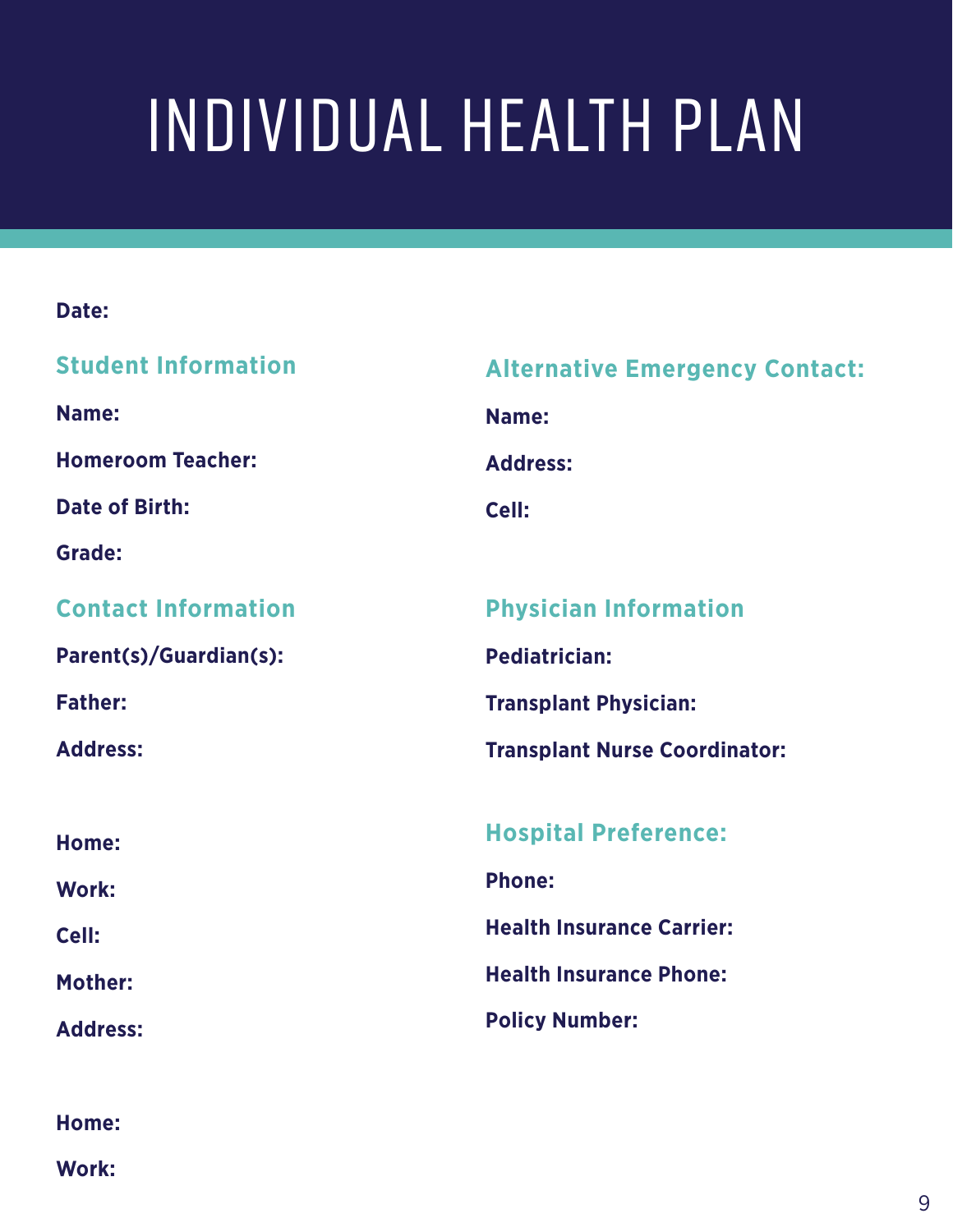# INDIVIDUAL HEALTH PLAN

**Date:**

## Student Information

**Name:**

**Homeroom Teacher:**

**Date of Birth:**

**Grade:**

## Contact Information

**Parent(s)/Guardian(s):**

**Father:**

**Address:**

**Home:**

**Work:**

**Cell:**

**Mother:**

**Address:**

**Home:**

**Work:**

## Alternative Emergency Contact:

**Name:**

**Address:**

**Cell:**

## Physician Information

**Pediatrician:**

**Transplant Physician:**

**Transplant Nurse Coordinator:**

## Hospital Preference:

**Phone:**

**Health Insurance Carrier:**

**Health Insurance Phone:**

**Policy Number:**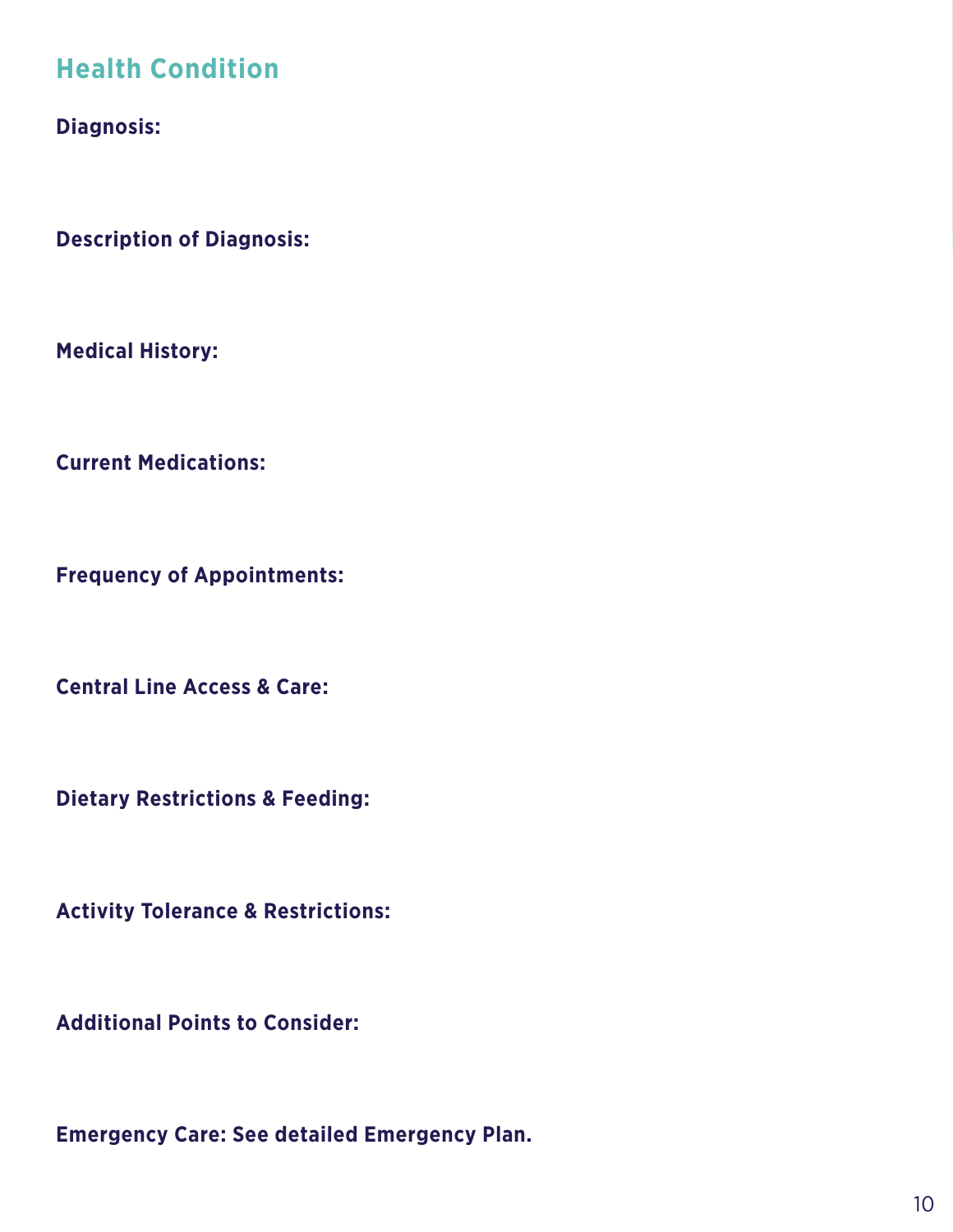## Health Condition

**Diagnosis:**

**Description of Diagnosis:**

**Medical History:**

**Current Medications:**

**Frequency of Appointments:**

**Central Line Access & Care:**

**Dietary Restrictions & Feeding:**

**Activity Tolerance & Restrictions:**

**Additional Points to Consider:**

**Emergency Care: See detailed Emergency Plan.**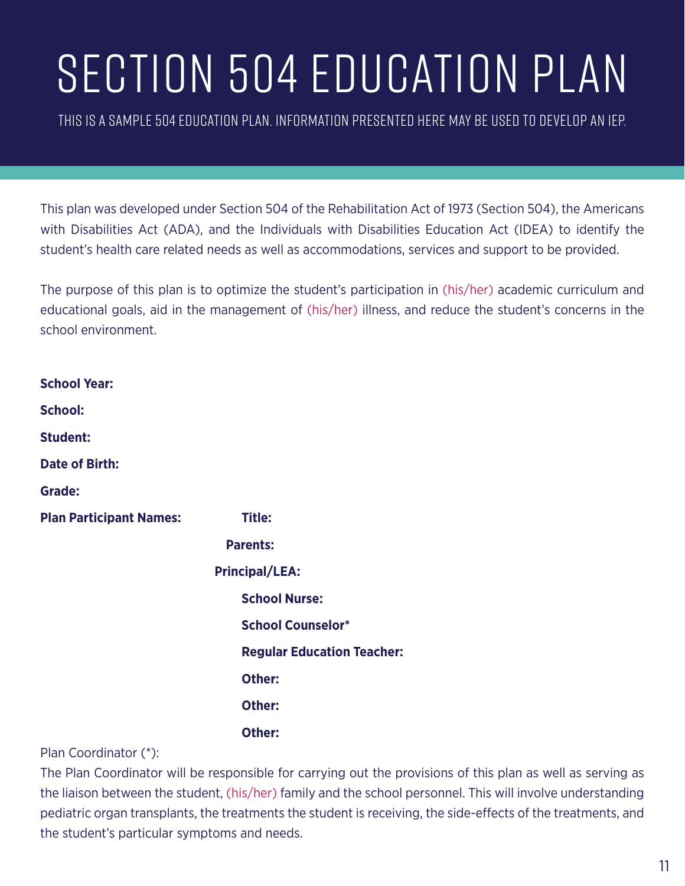# SECTION 504 EDUCATION PLAN

THIS IS A SAMPLE 504 EDUCATION PLAN. INFORMATION PRESENTED HERE MAY BE USED TO DEVELOP AN IEP.

This plan was developed under Section 504 of the Rehabilitation Act of 1973 (Section 504), the Americans with Disabilities Act (ADA), and the Individuals with Disabilities Education Act (IDEA) to identify the student's health care related needs as well as accommodations, services and support to be provided.

The purpose of this plan is to optimize the student's participation in (his/her) academic curriculum and educational goals, aid in the management of (his/her) illness, and reduce the student's concerns in the school environment.

**School Year:**

**School:**

**Student:**

**Date of Birth:**

**Grade:**

**Plan Participant Names:** **Title:**

**Parents:**

**Principal/LEA:**

**School Nurse:**

**School Counselor***

**Regular Education Teacher:**

**Other:**

**Other:**

**Other:**

Plan Coordinator (*):

The Plan Coordinator will be responsible for carrying out the provisions of this plan as well as serving as the liaison between the student, (his/her) family and the school personnel. This will involve understanding pediatric organ transplants, the treatments the student is receiving, the side-effects of the treatments, and the student's particular symptoms and needs.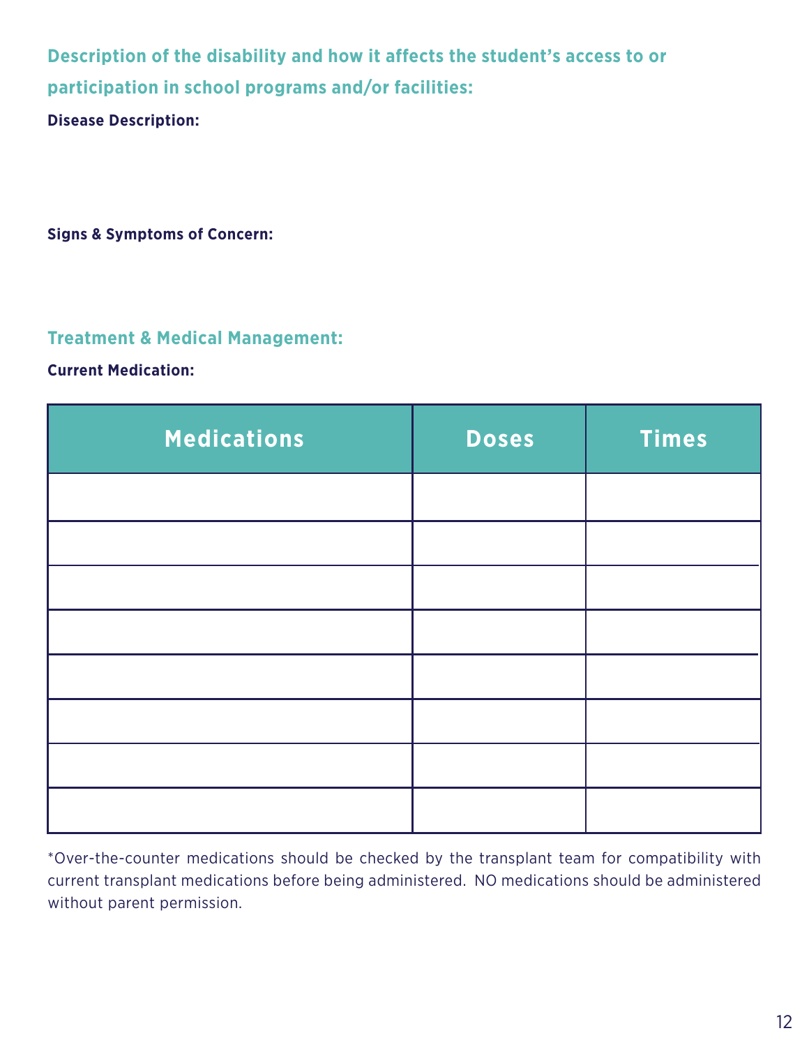## Description of the disability and how it affects the student's access to or participation in school programs and/or facilities:

**Disease Description:**

**Signs & Symptoms of Concern:**

## Treatment & Medical Management:

**Current Medication:**

| Medications | Doses | Times |
|---|---|---|
| | | |
| | | |
| | | |
| | | |
| | | |
| | | |
| | | |
| | | |

*Over-the-counter medications should be checked by the transplant team for compatibility with current transplant medications before being administered. NO medications should be administered without parent permission.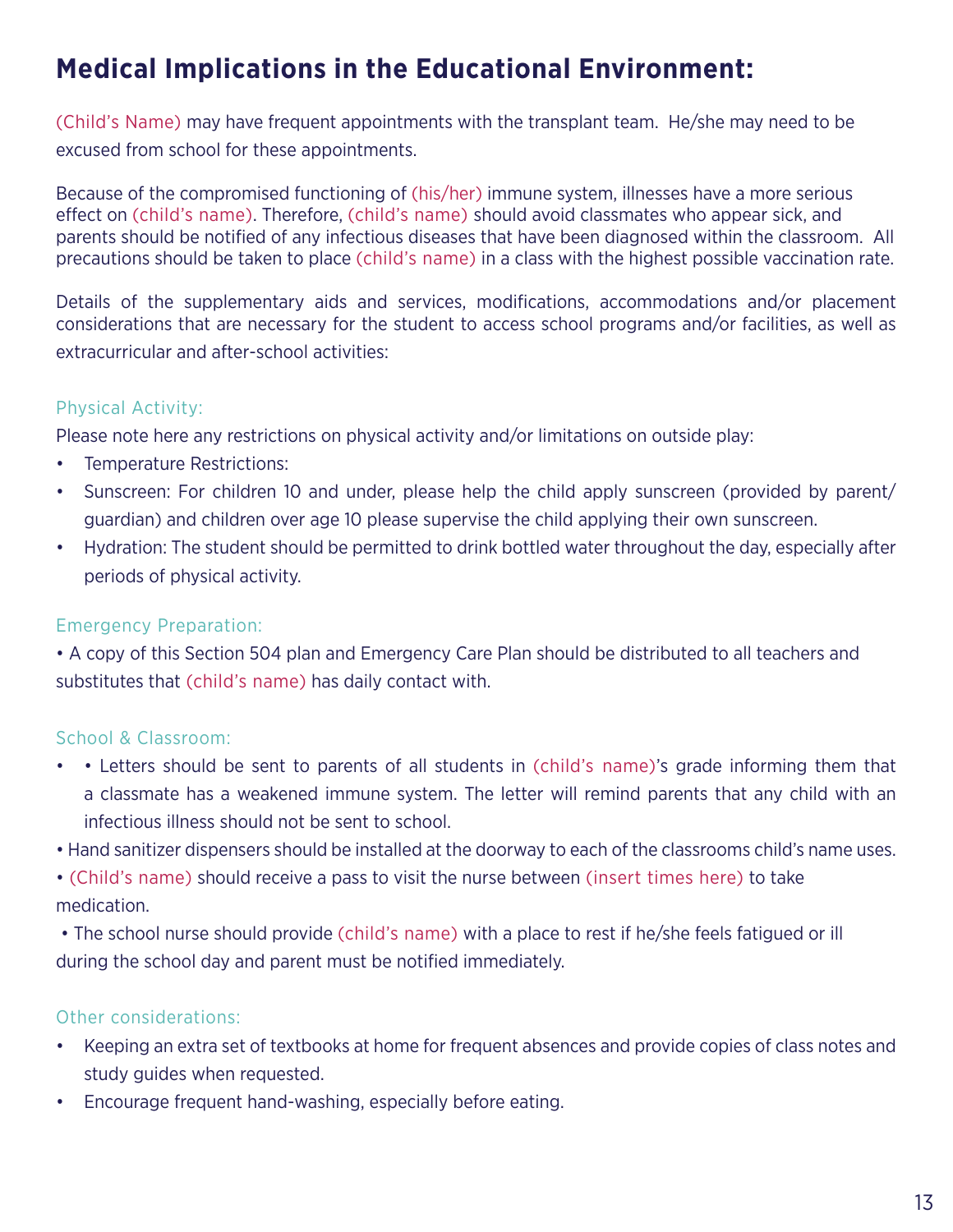## Medical Implications in the Educational Environment:

(Child's Name) may have frequent appointments with the transplant team. He/she may need to be excused from school for these appointments.

Because of the compromised functioning of (his/her) immune system, illnesses have a more serious effect on (child's name). Therefore, (child's name) should avoid classmates who appear sick, and parents should be notified of any infectious diseases that have been diagnosed within the classroom. All precautions should be taken to place (child's name) in a class with the highest possible vaccination rate.

Details of the supplementary aids and services, modifications, accommodations and/or placement considerations that are necessary for the student to access school programs and/or facilities, as well as extracurricular and after-school activities:

### Physical Activity:

Please note here any restrictions on physical activity and/or limitations on outside play:

- Temperature Restrictions:
- Sunscreen: For children 10 and under, please help the child apply sunscreen (provided by parent/ guardian) and children over age 10 please supervise the child applying their own sunscreen.
- Hydration: The student should be permitted to drink bottled water throughout the day, especially after periods of physical activity.

### Emergency Preparation:

• A copy of this Section 504 plan and Emergency Care Plan should be distributed to all teachers and substitutes that (child's name) has daily contact with.

### School & Classroom:

- • Letters should be sent to parents of all students in (child's name)'s grade informing them that a classmate has a weakened immune system. The letter will remind parents that any child with an infectious illness should not be sent to school.

• Hand sanitizer dispensers should be installed at the doorway to each of the classrooms child's name uses.

• (Child's name) should receive a pass to visit the nurse between (insert times here) to take medication.

• The school nurse should provide (child's name) with a place to rest if he/she feels fatigued or ill during the school day and parent must be notified immediately.

### Other considerations:

- Keeping an extra set of textbooks at home for frequent absences and provide copies of class notes and study guides when requested.
- Encourage frequent hand-washing, especially before eating.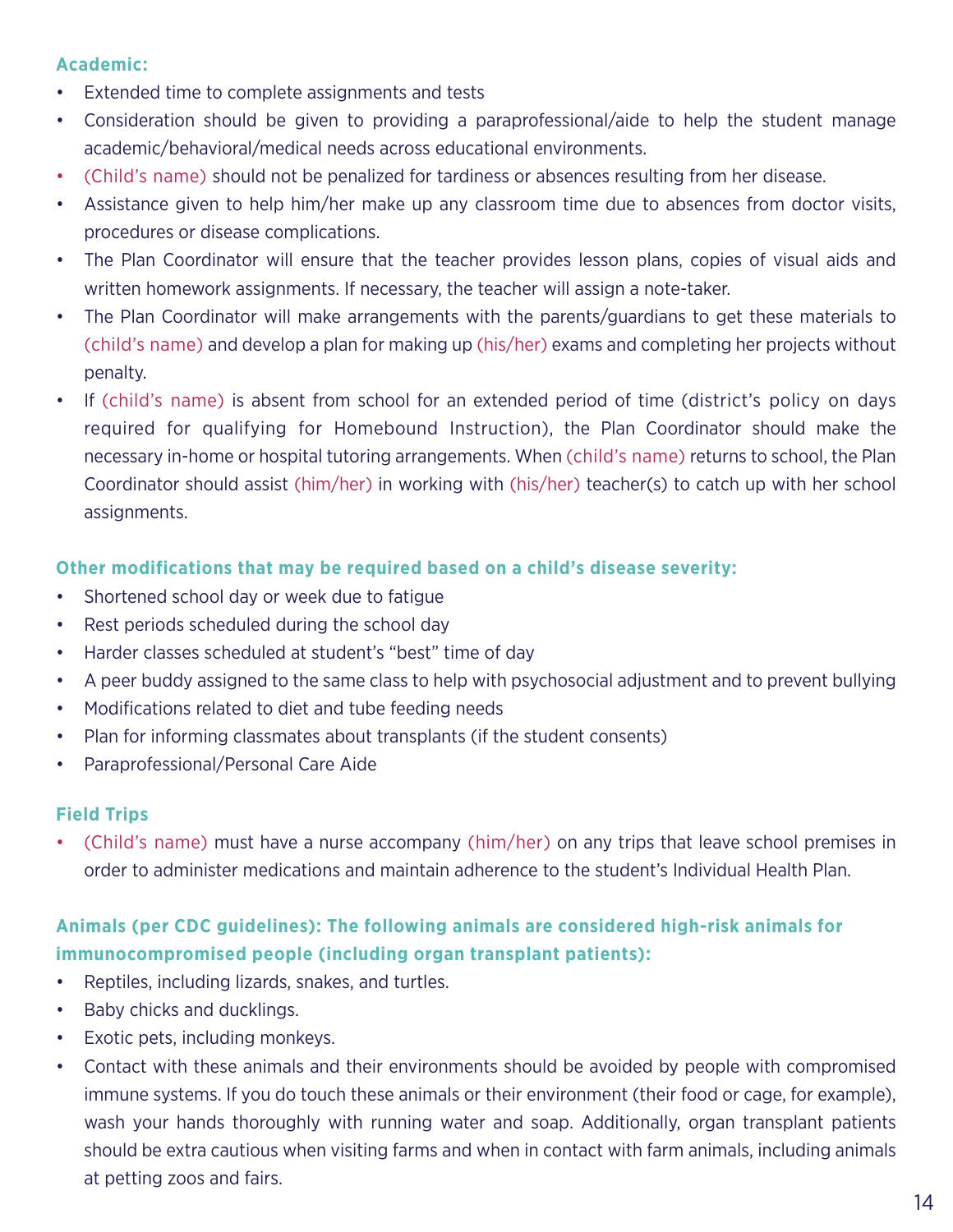**Academic:**

- Extended time to complete assignments and tests
- Consideration should be given to providing a paraprofessional/aide to help the student manage academic/behavioral/medical needs across educational environments.
- (Child's name) should not be penalized for tardiness or absences resulting from her disease.
- Assistance given to help him/her make up any classroom time due to absences from doctor visits, procedures or disease complications.
- The Plan Coordinator will ensure that the teacher provides lesson plans, copies of visual aids and written homework assignments. If necessary, the teacher will assign a note-taker.
- The Plan Coordinator will make arrangements with the parents/guardians to get these materials to (child's name) and develop a plan for making up (his/her) exams and completing her projects without penalty.
- If (child's name) is absent from school for an extended period of time (district's policy on days required for qualifying for Homebound Instruction), the Plan Coordinator should make the necessary in-home or hospital tutoring arrangements. When (child's name) returns to school, the Plan Coordinator should assist (him/her) in working with (his/her) teacher(s) to catch up with her school assignments.

**Other modifications that may be required based on a child's disease severity:**

- Shortened school day or week due to fatigue
- Rest periods scheduled during the school day
- Harder classes scheduled at student's "best" time of day
- A peer buddy assigned to the same class to help with psychosocial adjustment and to prevent bullying
- Modifications related to diet and tube feeding needs
- Plan for informing classmates about transplants (if the student consents)
- Paraprofessional/Personal Care Aide

**Field Trips**

- (Child's name) must have a nurse accompany (him/her) on any trips that leave school premises in order to administer medications and maintain adherence to the student's Individual Health Plan.

**Animals (per CDC guidelines): The following animals are considered high-risk animals for immunocompromised people (including organ transplant patients):**

- Reptiles, including lizards, snakes, and turtles.
- Baby chicks and ducklings.
- Exotic pets, including monkeys.
- Contact with these animals and their environments should be avoided by people with compromised immune systems. If you do touch these animals or their environment (their food or cage, for example), wash your hands thoroughly with running water and soap. Additionally, organ transplant patients should be extra cautious when visiting farms and when in contact with farm animals, including animals at petting zoos and fairs.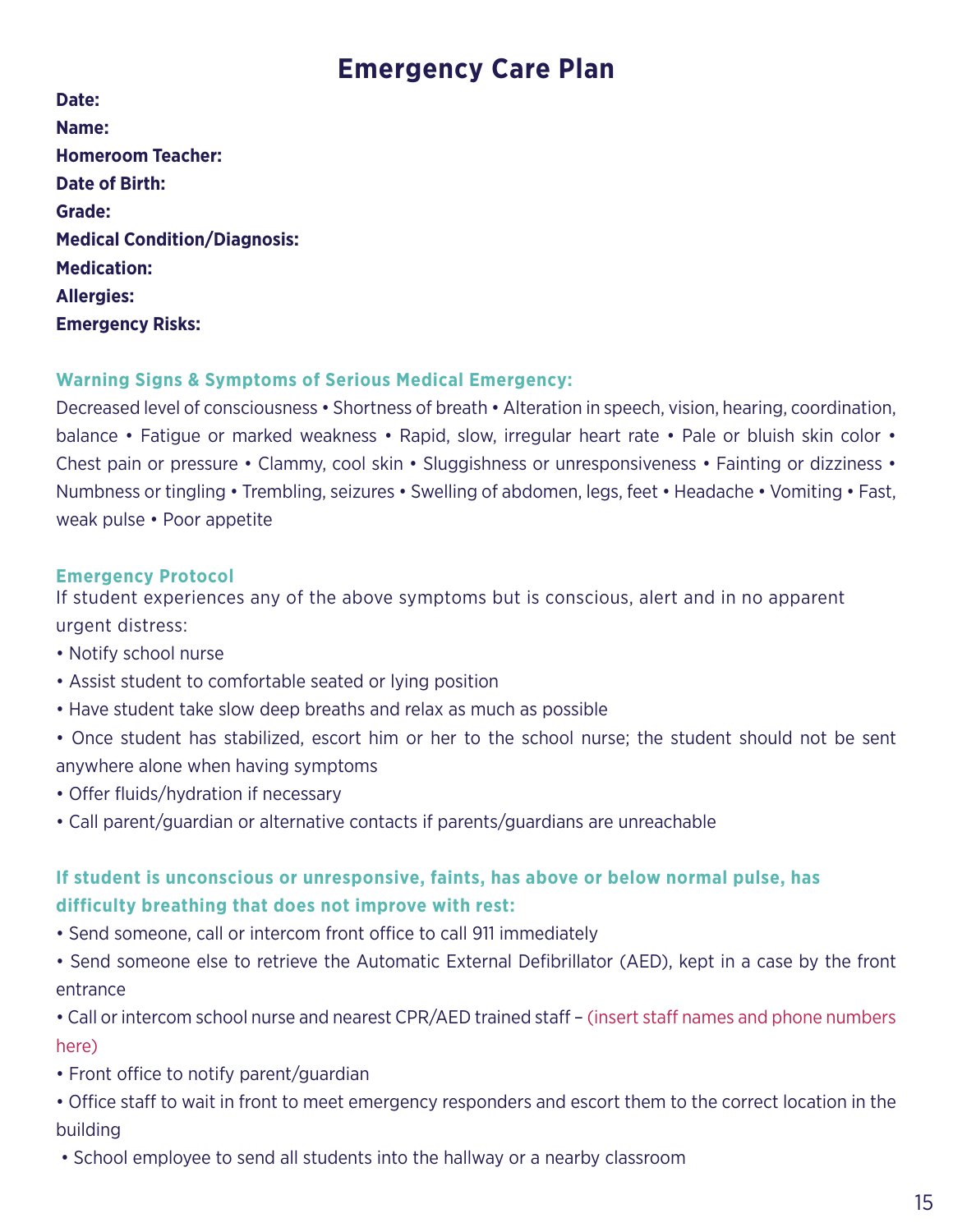# Emergency Care Plan

**Date:**
**Name:**
**Homeroom Teacher:**
**Date of Birth:**
**Grade:**
**Medical Condition/Diagnosis:**
**Medication:**
**Allergies:**
**Emergency Risks:**

### Warning Signs & Symptoms of Serious Medical Emergency:

Decreased level of consciousness • Shortness of breath • Alteration in speech, vision, hearing, coordination, balance • Fatigue or marked weakness • Rapid, slow, irregular heart rate • Pale or bluish skin color • Chest pain or pressure • Clammy, cool skin • Sluggishness or unresponsiveness • Fainting or dizziness • Numbness or tingling • Trembling, seizures • Swelling of abdomen, legs, feet • Headache • Vomiting • Fast, weak pulse • Poor appetite

### Emergency Protocol

If student experiences any of the above symptoms but is conscious, alert and in no apparent urgent distress:

- Notify school nurse
- Assist student to comfortable seated or lying position
- Have student take slow deep breaths and relax as much as possible
- Once student has stabilized, escort him or her to the school nurse; the student should not be sent anywhere alone when having symptoms
- Offer fluids/hydration if necessary
- Call parent/guardian or alternative contacts if parents/guardians are unreachable

### If student is unconscious or unresponsive, faints, has above or below normal pulse, has difficulty breathing that does not improve with rest:

- Send someone, call or intercom front office to call 911 immediately
- Send someone else to retrieve the Automatic External Defibrillator (AED), kept in a case by the front entrance
- Call or intercom school nurse and nearest CPR/AED trained staff – (insert staff names and phone numbers here)
- Front office to notify parent/guardian
- Office staff to wait in front to meet emergency responders and escort them to the correct location in the building
- School employee to send all students into the hallway or a nearby classroom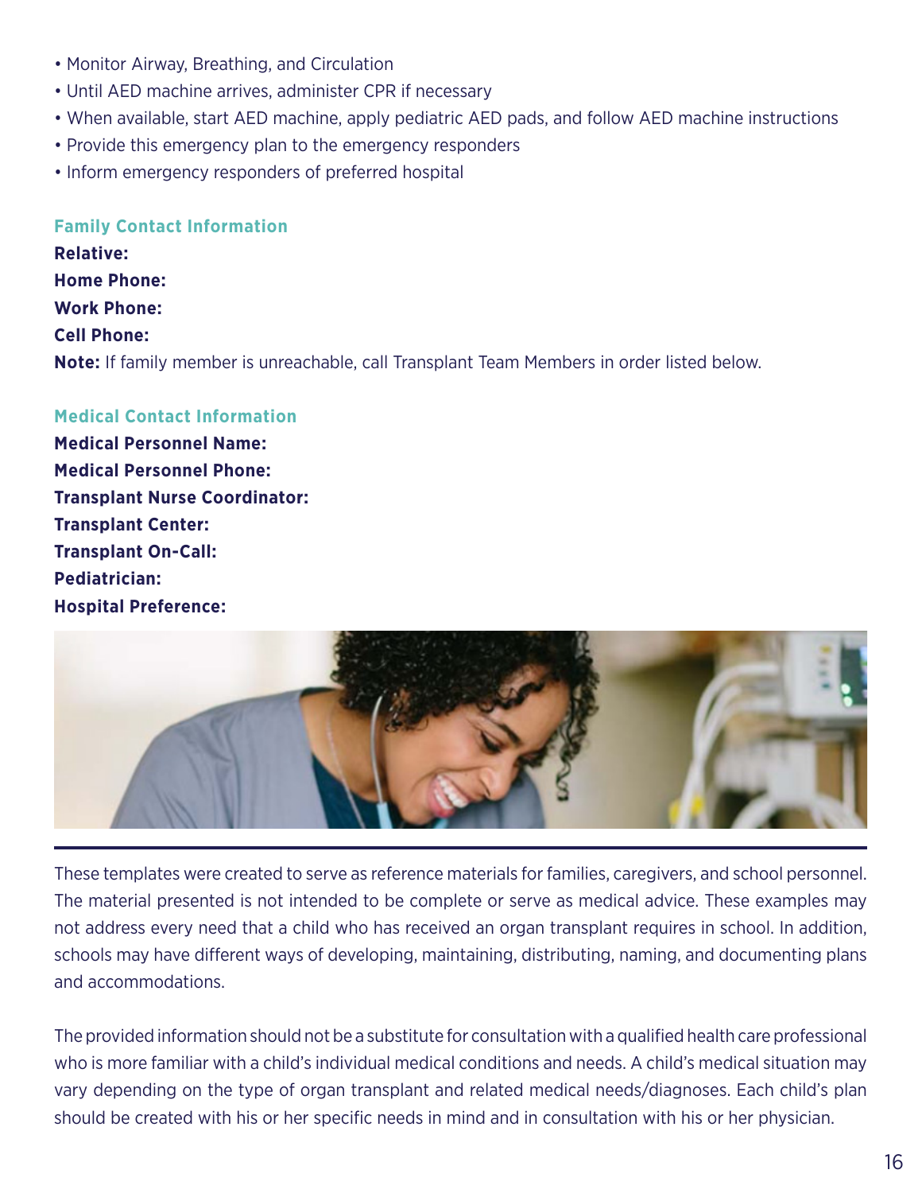- Monitor Airway, Breathing, and Circulation
- Until AED machine arrives, administer CPR if necessary
- When available, start AED machine, apply pediatric AED pads, and follow AED machine instructions
- Provide this emergency plan to the emergency responders
- Inform emergency responders of preferred hospital

### Family Contact Information

**Relative:**

**Home Phone:**

**Work Phone:**

**Cell Phone:**

**Note:** If family member is unreachable, call Transplant Team Members in order listed below.

### Medical Contact Information

**Medical Personnel Name:**

**Medical Personnel Phone:**

**Transplant Nurse Coordinator:**

**Transplant Center:**

**Transplant On-Call:**

**Pediatrician:**

**Hospital Preference:**

---

These templates were created to serve as reference materials for families, caregivers, and school personnel. The material presented is not intended to be complete or serve as medical advice. These examples may not address every need that a child who has received an organ transplant requires in school. In addition, schools may have different ways of developing, maintaining, distributing, naming, and documenting plans and accommodations.

The provided information should not be a substitute for consultation with a qualified health care professional who is more familiar with a child's individual medical conditions and needs. A child's medical situation may vary depending on the type of organ transplant and related medical needs/diagnoses. Each child's plan should be created with his or her specific needs in mind and in consultation with his or her physician.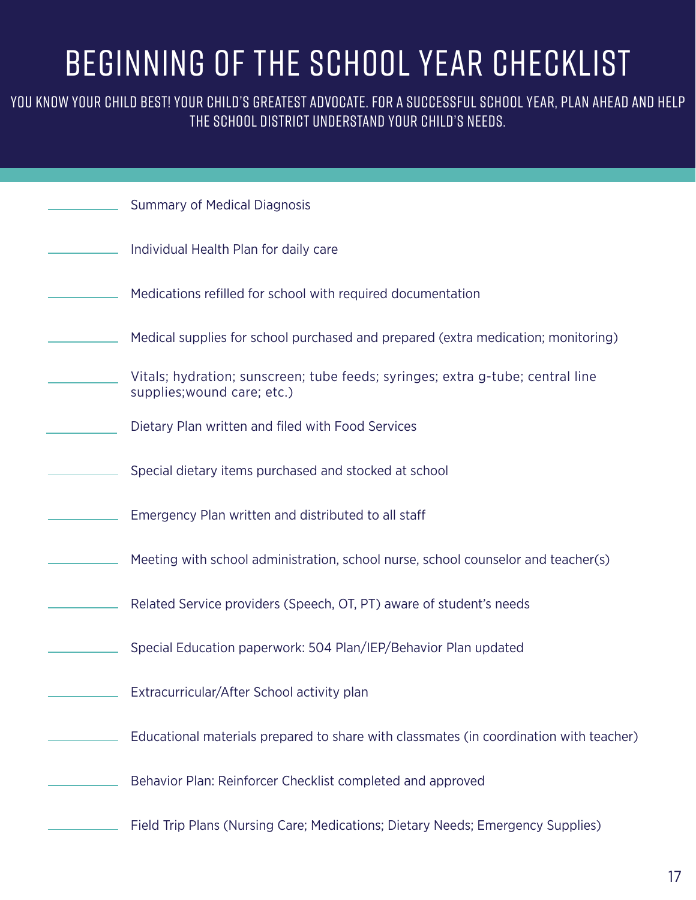# BEGINNING OF THE SCHOOL YEAR CHECKLIST

YOU KNOW YOUR CHILD BEST! YOUR CHILD'S GREATEST ADVOCATE. FOR A SUCCESSFUL SCHOOL YEAR, PLAN AHEAD AND HELP THE SCHOOL DISTRICT UNDERSTAND YOUR CHILD'S NEEDS.

- ________ Summary of Medical Diagnosis
- ________ Individual Health Plan for daily care
- ________ Medications refilled for school with required documentation
- ________ Medical supplies for school purchased and prepared (extra medication; monitoring)
- ________ Vitals; hydration; sunscreen; tube feeds; syringes; extra g-tube; central line supplies;wound care; etc.)
- ________ Dietary Plan written and filed with Food Services
- ________ Special dietary items purchased and stocked at school
- ________ Emergency Plan written and distributed to all staff
- ________ Meeting with school administration, school nurse, school counselor and teacher(s)
- ________ Related Service providers (Speech, OT, PT) aware of student's needs
- ________ Special Education paperwork: 504 Plan/IEP/Behavior Plan updated
- ________ Extracurricular/After School activity plan
- ________ Educational materials prepared to share with classmates (in coordination with teacher)
- ________ Behavior Plan: Reinforcer Checklist completed and approved
- ________ Field Trip Plans (Nursing Care; Medications; Dietary Needs; Emergency Supplies)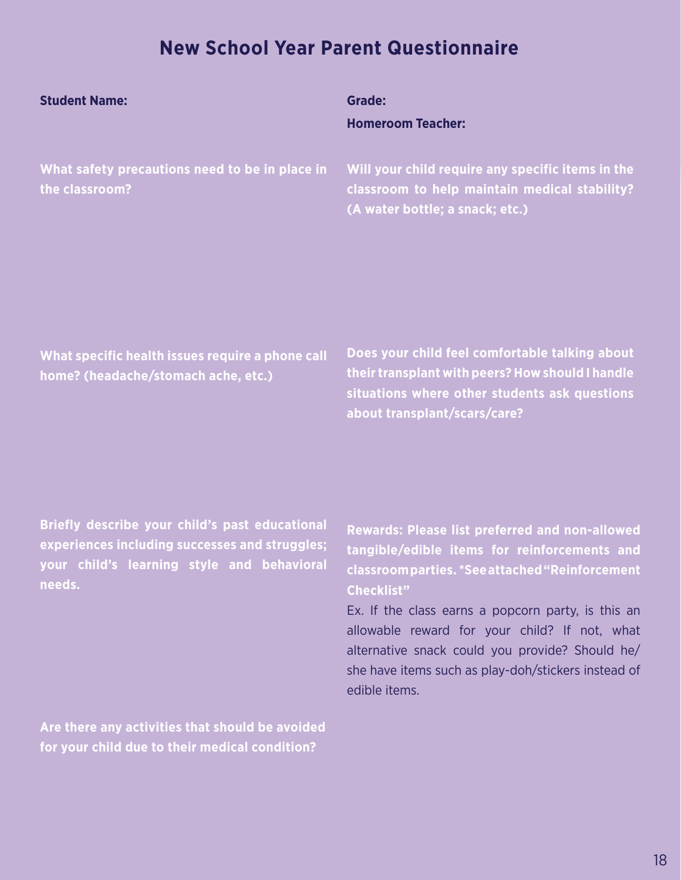# New School Year Parent Questionnaire

**Student Name:**

**Grade:**

**Homeroom Teacher:**

**What safety precautions need to be in place in the classroom?**

**Will your child require any specific items in the classroom to help maintain medical stability? (A water bottle; a snack; etc.)**

**What specific health issues require a phone call home? (headache/stomach ache, etc.)**

**Does your child feel comfortable talking about their transplant with peers? How should I handle situations where other students ask questions about transplant/scars/care?**

**Briefly describe your child's past educational experiences including successes and struggles; your child's learning style and behavioral needs.**

**Rewards: Please list preferred and non-allowed tangible/edible items for reinforcements and classroom parties. *See attached "Reinforcement Checklist"**

Ex. If the class earns a popcorn party, is this an allowable reward for your child? If not, what alternative snack could you provide? Should he/she have items such as play-doh/stickers instead of edible items.

**Are there any activities that should be avoided for your child due to their medical condition?**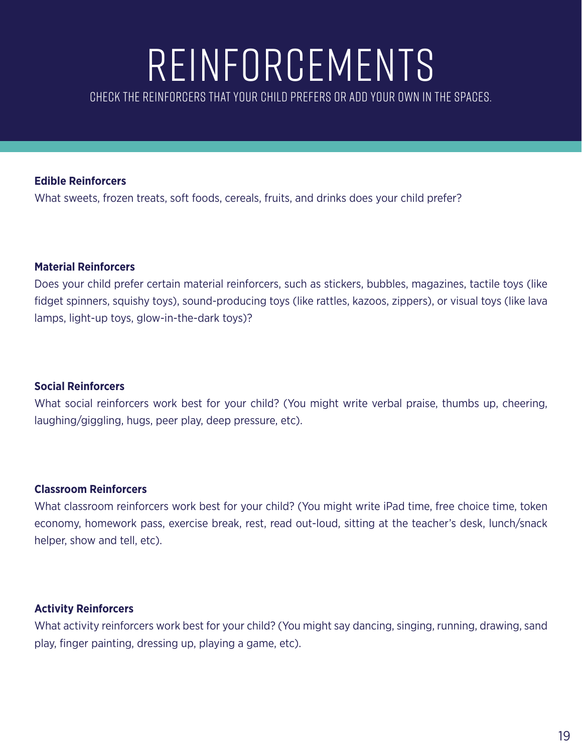# REINFORCEMENTS

CHECK THE REINFORCERS THAT YOUR CHILD PREFERS OR ADD YOUR OWN IN THE SPACES.

**Edible Reinforcers**

What sweets, frozen treats, soft foods, cereals, fruits, and drinks does your child prefer?

**Material Reinforcers**

Does your child prefer certain material reinforcers, such as stickers, bubbles, magazines, tactile toys (like fidget spinners, squishy toys), sound-producing toys (like rattles, kazoos, zippers), or visual toys (like lava lamps, light-up toys, glow-in-the-dark toys)?

**Social Reinforcers**

What social reinforcers work best for your child? (You might write verbal praise, thumbs up, cheering, laughing/giggling, hugs, peer play, deep pressure, etc).

**Classroom Reinforcers**

What classroom reinforcers work best for your child? (You might write iPad time, free choice time, token economy, homework pass, exercise break, rest, read out-loud, sitting at the teacher's desk, lunch/snack helper, show and tell, etc).

**Activity Reinforcers**

What activity reinforcers work best for your child? (You might say dancing, singing, running, drawing, sand play, finger painting, dressing up, playing a game, etc).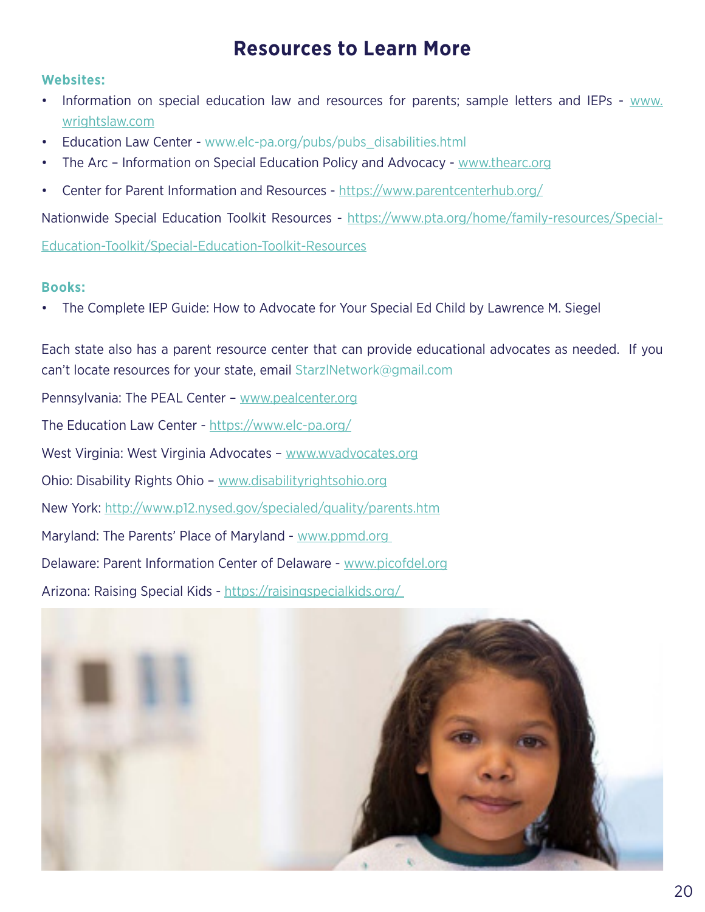# Resources to Learn More

**Websites:**

- Information on special education law and resources for parents; sample letters and IEPs - www.wrightslaw.com
- Education Law Center - www.elc-pa.org/pubs/pubs_disabilities.html
- The Arc – Information on Special Education Policy and Advocacy - www.thearc.org
- Center for Parent Information and Resources - https://www.parentcenterhub.org/

Nationwide Special Education Toolkit Resources - https://www.pta.org/home/family-resources/Special-Education-Toolkit/Special-Education-Toolkit-Resources

**Books:**

- The Complete IEP Guide: How to Advocate for Your Special Ed Child by Lawrence M. Siegel

Each state also has a parent resource center that can provide educational advocates as needed. If you can't locate resources for your state, email StarzlNetwork@gmail.com

Pennsylvania: The PEAL Center – www.pealcenter.org

The Education Law Center - https://www.elc-pa.org/

West Virginia: West Virginia Advocates – www.wvadvocates.org

Ohio: Disability Rights Ohio – www.disabilityrightsohio.org

New York: http://www.p12.nysed.gov/specialed/quality/parents.htm

Maryland: The Parents' Place of Maryland - www.ppmd.org

Delaware: Parent Information Center of Delaware - www.picofdel.org

Arizona: Raising Special Kids - https://raisingspecialkids.org/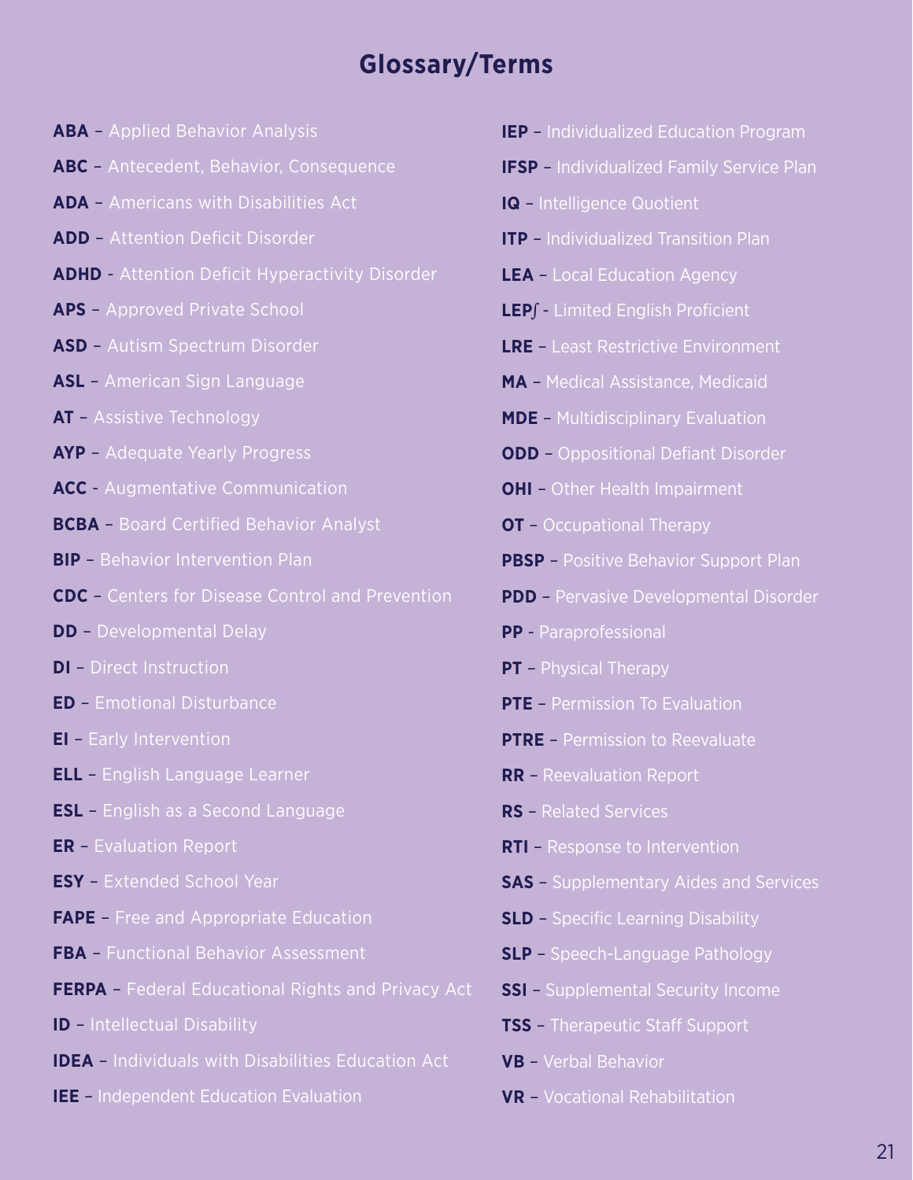## Glossary/Terms

**ABA** – Applied Behavior Analysis

**ABC** – Antecedent, Behavior, Consequence

**ADA** – Americans with Disabilities Act

**ADD** – Attention Deficit Disorder

**ADHD** - Attention Deficit Hyperactivity Disorder

**APS** – Approved Private School

**ASD** – Autism Spectrum Disorder

**ASL** – American Sign Language

**AT** – Assistive Technology

**AYP** – Adequate Yearly Progress

**ACC** - Augmentative Communication

**BCBA** – Board Certified Behavior Analyst

**BIP** – Behavior Intervention Plan

**CDC** – Centers for Disease Control and Prevention

**DD** – Developmental Delay

**DI** – Direct Instruction

**ED** – Emotional Disturbance

**EI** – Early Intervention

**ELL** – English Language Learner

**ESL** – English as a Second Language

**ER** – Evaluation Report

**ESY** – Extended School Year

**FAPE** – Free and Appropriate Education

**FBA** – Functional Behavior Assessment

**FERPA** – Federal Educational Rights and Privacy Act

**ID** – Intellectual Disability

**IDEA** – Individuals with Disabilities Education Act

**IEE** – Independent Education Evaluation

**IEP** – Individualized Education Program

**IFSP** – Individualized Family Service Plan

**IQ** – Intelligence Quotient

**ITP** – Individualized Transition Plan

**LEA** – Local Education Agency

**LEP∫** - Limited English Proficient

**LRE** – Least Restrictive Environment

**MA** – Medical Assistance, Medicaid

**MDE** – Multidisciplinary Evaluation

**ODD** – Oppositional Defiant Disorder

**OHI** – Other Health Impairment

**OT** – Occupational Therapy

**PBSP** – Positive Behavior Support Plan

**PDD** – Pervasive Developmental Disorder

**PP** - Paraprofessional

**PT** – Physical Therapy

**PTE** – Permission To Evaluation

**PTRE** – Permission to Reevaluate

**RR** – Reevaluation Report

**RS** – Related Services

**RTI** – Response to Intervention

**SAS** – Supplementary Aides and Services

**SLD** – Specific Learning Disability

**SLP** – Speech-Language Pathology

**SSI** – Supplemental Security Income

**TSS** – Therapeutic Staff Support

**VB** – Verbal Behavior

**VR** – Vocational Rehabilitation